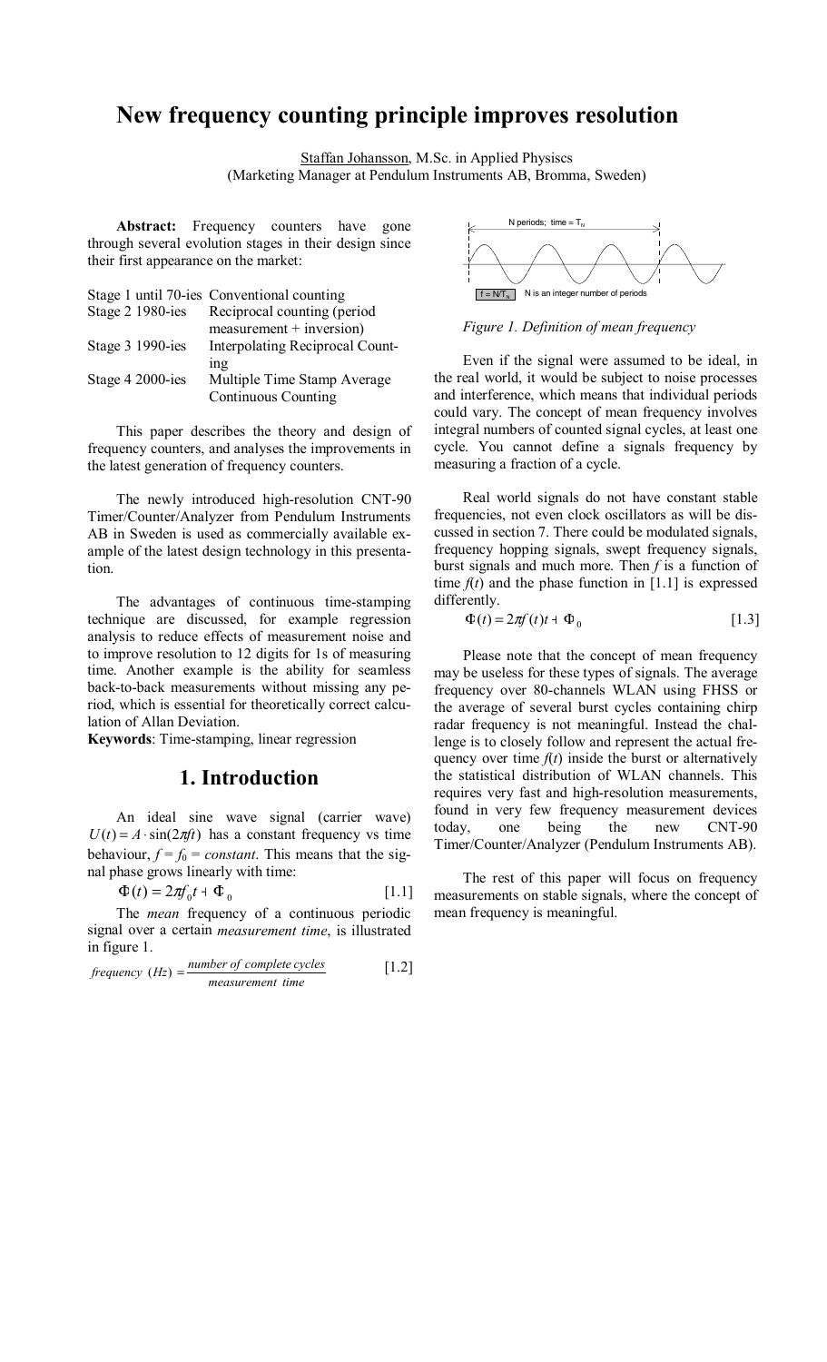# New frequency counting principle improves resolution

Staffan Johansson, M.Sc. in Applied Physiscs
(Marketing Manager at Pendulum Instruments AB, Bromma, Sweden)

**Abstract:** Frequency counters have gone through several evolution stages in their design since their first appearance on the market:

| | |
|---|---|
| Stage 1 until 70-ies | Conventional counting |
| Stage 2 1980-ies | Reciprocal counting (period measurement + inversion) |
| Stage 3 1990-ies | Interpolating Reciprocal Counting |
| Stage 4 2000-ies | Multiple Time Stamp Average Continuous Counting |

This paper describes the theory and design of frequency counters, and analyses the improvements in the latest generation of frequency counters.

The newly introduced high-resolution CNT-90 Timer/Counter/Analyzer from Pendulum Instruments AB in Sweden is used as commercially available example of the latest design technology in this presentation.

The advantages of continuous time-stamping technique are discussed, for example regression analysis to reduce effects of measurement noise and to improve resolution to 12 digits for 1s of measuring time. Another example is the ability for seamless back-to-back measurements without missing any period, which is essential for theoretically correct calculation of Allan Deviation.

**Keywords**: Time-stamping, linear regression

## 1. Introduction

An ideal sine wave signal (carrier wave) $U(t) = A \cdot \sin(2\pi ft)$ has a constant frequency vs time behaviour, $f = f_0 = constant$. This means that the signal phase grows linearly with time:

$$\Phi(t) = 2\pi f_0 t + \Phi_0 \quad [1.1]$$

The *mean* frequency of a continuous periodic signal over a certain *measurement time*, is illustrated in figure 1.

$$frequency\ (Hz) = \frac{number\ of\ complete\ cycles}{measurement\ time} \quad [1.2]$$

N periods; time = $T_N$

$f = N/T_N$ N is an integer number of periods

*Figure 1. Definition of mean frequency*

Even if the signal were assumed to be ideal, in the real world, it would be subject to noise processes and interference, which means that individual periods could vary. The concept of mean frequency involves integral numbers of counted signal cycles, at least one cycle. You cannot define a signals frequency by measuring a fraction of a cycle.

Real world signals do not have constant stable frequencies, not even clock oscillators as will be discussed in section 7. There could be modulated signals, frequency hopping signals, swept frequency signals, burst signals and much more. Then $f$ is a function of time $f(t)$ and the phase function in [1.1] is expressed differently.

$$\Phi(t) = 2\pi f(t)t + \Phi_0 \quad [1.3]$$

Please note that the concept of mean frequency may be useless for these types of signals. The average frequency over 80-channels WLAN using FHSS or the average of several burst cycles containing chirp radar frequency is not meaningful. Instead the challenge is to closely follow and represent the actual frequency over time $f(t)$ inside the burst or alternatively the statistical distribution of WLAN channels. This requires very fast and high-resolution measurements, found in very few frequency measurement devices today, one being the new CNT-90 Timer/Counter/Analyzer (Pendulum Instruments AB).

The rest of this paper will focus on frequency measurements on stable signals, where the concept of mean frequency is meaningful.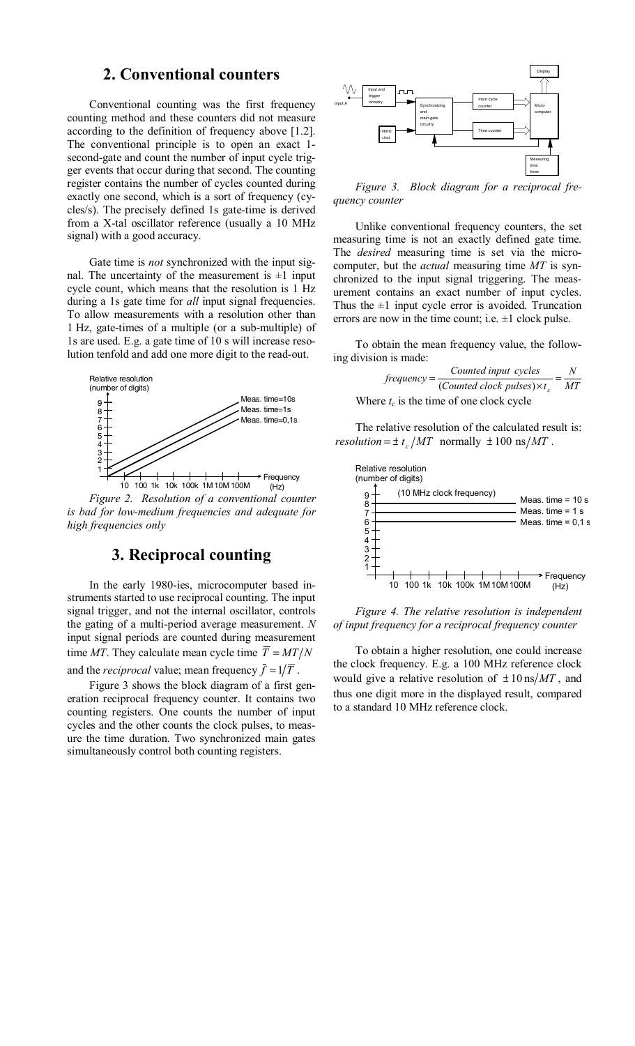## 2. Conventional counters

Conventional counting was the first frequency counting method and these counters did not measure according to the definition of frequency above [1.2]. The conventional principle is to open an exact 1-second-gate and count the number of input cycle trigger events that occur during that second. The counting register contains the number of cycles counted during exactly one second, which is a sort of frequency (cycles/s). The precisely defined 1s gate-time is derived from a X-tal oscillator reference (usually a 10 MHz signal) with a good accuracy.

Gate time is *not* synchronized with the input signal. The uncertainty of the measurement is ±1 input cycle count, which means that the resolution is 1 Hz during a 1s gate time for *all* input signal frequencies. To allow measurements with a resolution other than 1 Hz, gate-times of a multiple (or a sub-multiple) of 1s are used. E.g. a gate time of 10 s will increase resolution tenfold and add one more digit to the read-out.

*Figure 2. Resolution of a conventional counter is bad for low-medium frequencies and adequate for high frequencies only*

## 3. Reciprocal counting

In the early 1980-ies, microcomputer based instruments started to use reciprocal counting. The input signal trigger, and not the internal oscillator, controls the gating of a multi-period average measurement. $N$ input signal periods are counted during measurement time $MT$. They calculate mean cycle time $\overline{T} = MT/N$ and the *reciprocal* value; mean frequency $\bar{f} = 1/\overline{T}$.

Figure 3 shows the block diagram of a first generation reciprocal frequency counter. It contains two counting registers. One counts the number of input cycles and the other counts the clock pulses, to measure the time duration. Two synchronized main gates simultaneously control both counting registers.

*Figure 3. Block diagram for a reciprocal frequency counter*

Unlike conventional frequency counters, the set measuring time is not an exactly defined gate time. The *desired* measuring time is set via the microcomputer, but the *actual* measuring time $MT$ is synchronized to the input signal triggering. The measurement contains an exact number of input cycles. Thus the ±1 input cycle error is avoided. Truncation errors are now in the time count; i.e. ±1 clock pulse.

To obtain the mean frequency value, the following division is made:

$$frequency = \frac{Counted\ input\ cycles}{(Counted\ clock\ pulses) \times t_c} = \frac{N}{MT}$$

Where $t_c$ is the time of one clock cycle

The relative resolution of the calculated result is: $resolution = \pm\, t_c / MT$ normally $\pm\, 100\ \text{ns}/MT$.

*Figure 4. The relative resolution is independent of input frequency for a reciprocal frequency counter*

To obtain a higher resolution, one could increase the clock frequency. E.g. a 100 MHz reference clock would give a relative resolution of $\pm\, 10\,\text{ns}/MT$, and thus one digit more in the displayed result, compared to a standard 10 MHz reference clock.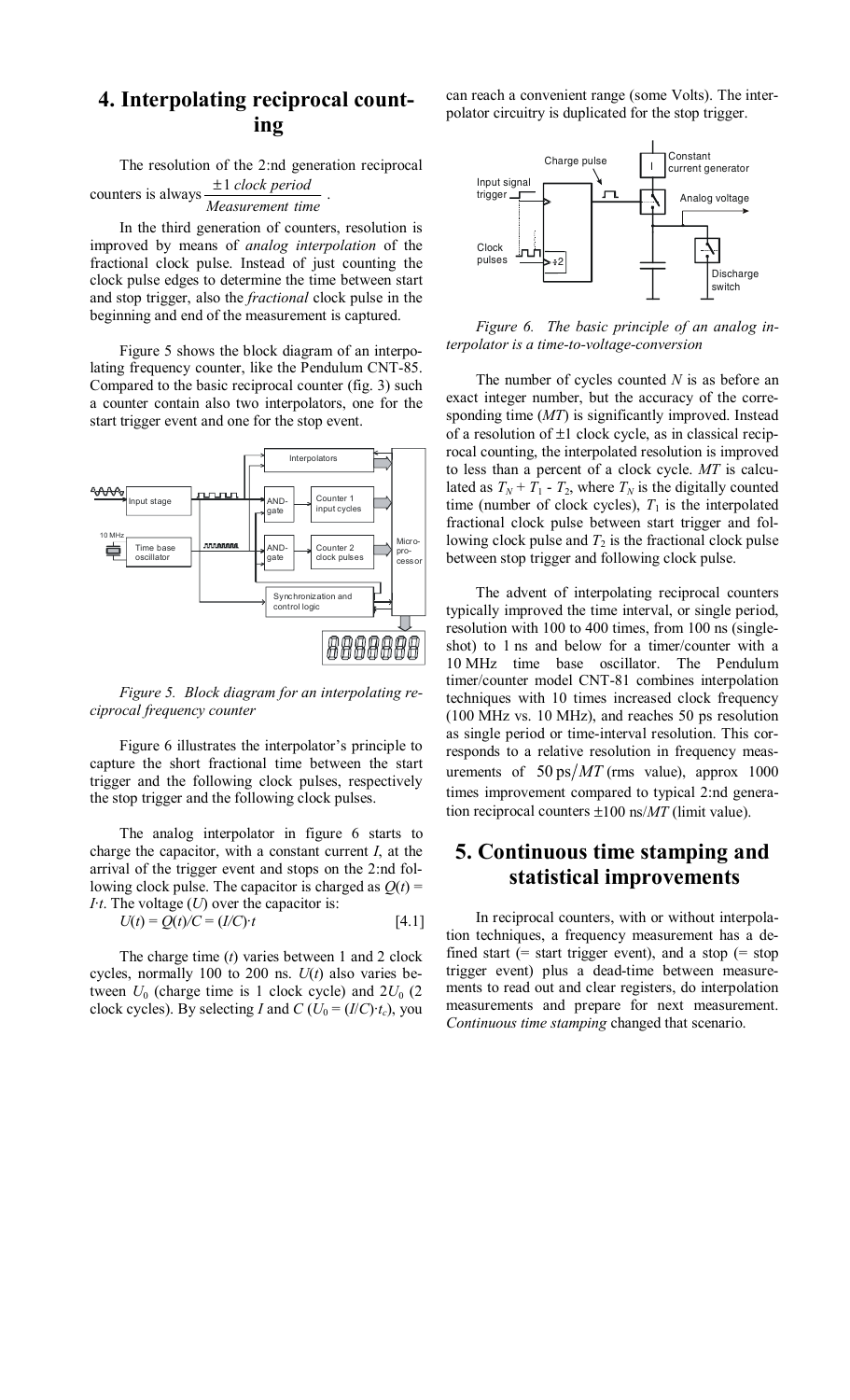## 4. Interpolating reciprocal counting

The resolution of the 2:nd generation reciprocal counters is always $\frac{\pm 1\ \textit{clock period}}{\textit{Measurement time}}$.

In the third generation of counters, resolution is improved by means of *analog interpolation* of the fractional clock pulse. Instead of just counting the clock pulse edges to determine the time between start and stop trigger, also the *fractional* clock pulse in the beginning and end of the measurement is captured.

Figure 5 shows the block diagram of an interpolating frequency counter, like the Pendulum CNT-85. Compared to the basic reciprocal counter (fig. 3) such a counter contain also two interpolators, one for the start trigger event and one for the stop event.

*Figure 5. Block diagram for an interpolating reciprocal frequency counter*

Figure 6 illustrates the interpolator's principle to capture the short fractional time between the start trigger and the following clock pulses, respectively the stop trigger and the following clock pulses.

The analog interpolator in figure 6 starts to charge the capacitor, with a constant current $I$, at the arrival of the trigger event and stops on the 2:nd following clock pulse. The capacitor is charged as $Q(t) = I{\cdot}t$. The voltage ($U$) over the capacitor is:

$$U(t) = Q(t)/C = (I/C){\cdot}t \quad [4.1]$$

The charge time ($t$) varies between 1 and 2 clock cycles, normally 100 to 200 ns. $U(t)$ also varies between $U_0$ (charge time is 1 clock cycle) and $2U_0$ (2 clock cycles). By selecting $I$ and $C$ ($U_0 = (I/C){\cdot}t_c$), you can reach a convenient range (some Volts). The interpolator circuitry is duplicated for the stop trigger.

*Figure 6. The basic principle of an analog interpolator is a time-to-voltage-conversion*

The number of cycles counted $N$ is as before an exact integer number, but the accuracy of the corresponding time ($MT$) is significantly improved. Instead of a resolution of ±1 clock cycle, as in classical reciprocal counting, the interpolated resolution is improved to less than a percent of a clock cycle. $MT$ is calculated as $T_N + T_1 - T_2$, where $T_N$ is the digitally counted time (number of clock cycles), $T_1$ is the interpolated fractional clock pulse between start trigger and following clock pulse and $T_2$ is the fractional clock pulse between stop trigger and following clock pulse.

The advent of interpolating reciprocal counters typically improved the time interval, or single period, resolution with 100 to 400 times, from 100 ns (single-shot) to 1 ns and below for a timer/counter with a 10 MHz time base oscillator. The Pendulum timer/counter model CNT-81 combines interpolation techniques with 10 times increased clock frequency (100 MHz vs. 10 MHz), and reaches 50 ps resolution as single period or time-interval resolution. This corresponds to a relative resolution in frequency measurements of $50\ \text{ps}/MT$ (rms value), approx 1000 times improvement compared to typical 2:nd generation reciprocal counters ±100 ns/$MT$ (limit value).

## 5. Continuous time stamping and statistical improvements

In reciprocal counters, with or without interpolation techniques, a frequency measurement has a defined start (= start trigger event), and a stop (= stop trigger event) plus a dead-time between measurements to read out and clear registers, do interpolation measurements and prepare for next measurement. *Continuous time stamping* changed that scenario.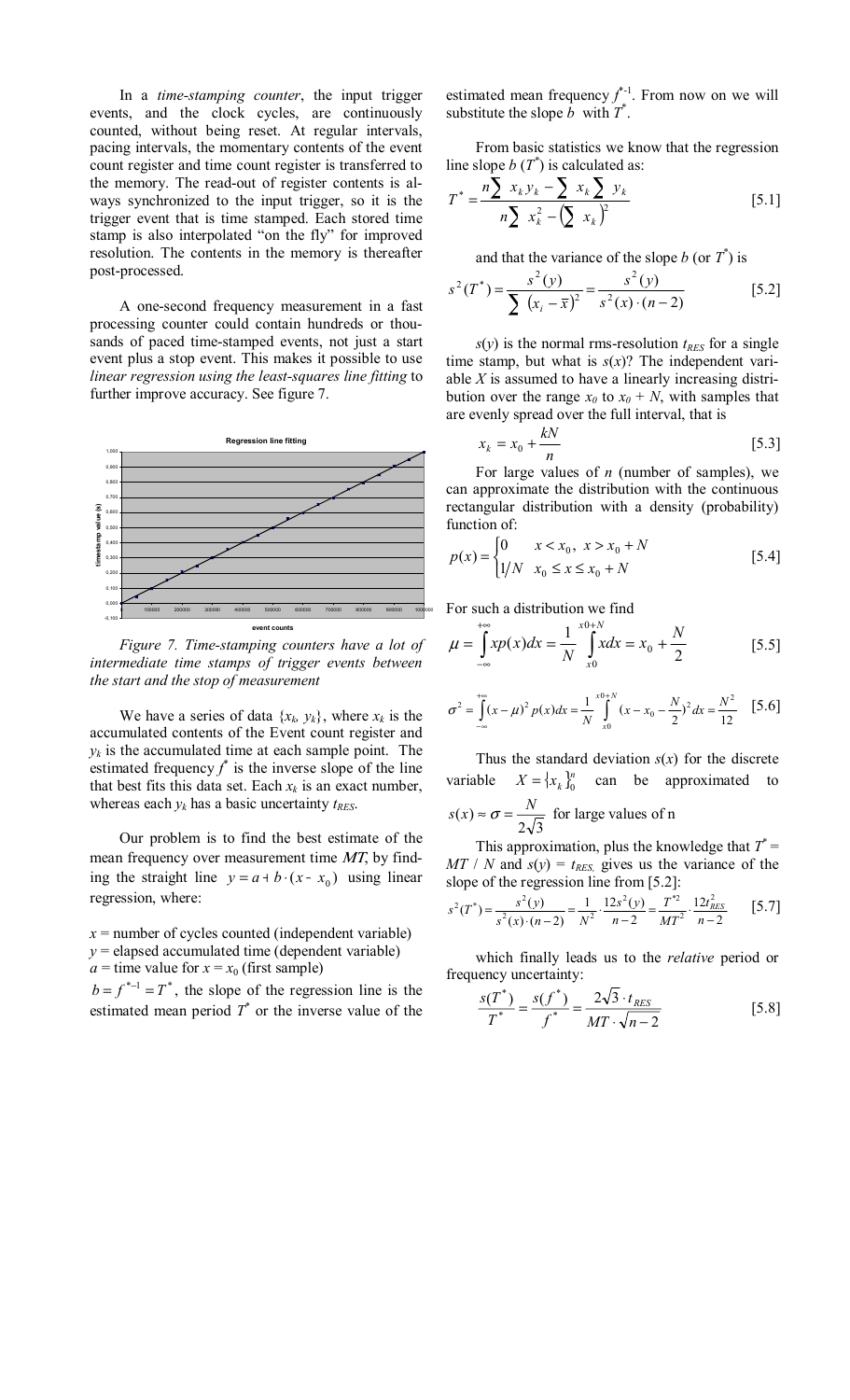In a *time-stamping counter*, the input trigger events, and the clock cycles, are continuously counted, without being reset. At regular intervals, pacing intervals, the momentary contents of the event count register and time count register is transferred to the memory. The read-out of register contents is always synchronized to the input trigger, so it is the trigger event that is time stamped. Each stored time stamp is also interpolated "on the fly" for improved resolution. The contents in the memory is thereafter post-processed.

A one-second frequency measurement in a fast processing counter could contain hundreds or thousands of paced time-stamped events, not just a start event plus a stop event. This makes it possible to use *linear regression using the least-squares line fitting* to further improve accuracy. See figure 7.

*Figure 7. Time-stamping counters have a lot of intermediate time stamps of trigger events between the start and the stop of measurement*

We have a series of data $\{x_k, y_k\}$, where $x_k$ is the accumulated contents of the Event count register and $y_k$ is the accumulated time at each sample point. The estimated frequency $f^*$ is the inverse slope of the line that best fits this data set. Each $x_k$ is an exact number, whereas each $y_k$ has a basic uncertainty $t_{RES}$.

Our problem is to find the best estimate of the mean frequency over measurement time *MT*, by finding the straight line $y = a + b \cdot (x - x_0)$ using linear regression, where:

$x$ = number of cycles counted (independent variable)
$y$ = elapsed accumulated time (dependent variable)
$a$ = time value for $x = x_0$ (first sample)
$b = f^{*-1} = T^*$, the slope of the regression line is the estimated mean period $T^*$ or the inverse value of the estimated mean frequency $f^{*-1}$. From now on we will substitute the slope $b$ with $T^*$.

From basic statistics we know that the regression line slope $b$ ($T^*$) is calculated as:

$$T^* = \frac{n\sum x_k y_k - \sum x_k \sum y_k}{n\sum x_k^2 - \left(\sum x_k\right)^2} \qquad [5.1]$$

and that the variance of the slope $b$ (or $T^*$) is

$$s^2(T^*) = \frac{s^2(y)}{\sum (x_i - \bar{x})^2} = \frac{s^2(y)}{s^2(x)\cdot(n-2)} \qquad [5.2]$$

$s(y)$ is the normal rms-resolution $t_{RES}$ for a single time stamp, but what is $s(x)$? The independent variable $X$ is assumed to have a linearly increasing distribution over the range $x_0$ to $x_0 + N$, with samples that are evenly spread over the full interval, that is

$$x_k = x_0 + \frac{kN}{n} \qquad [5.3]$$

For large values of $n$ (number of samples), we can approximate the distribution with the continuous rectangular distribution with a density (probability) function of:

$$p(x) = \begin{cases} 0 & x < x_0,\ x > x_0 + N \\ 1/N & x_0 \le x \le x_0 + N \end{cases} \qquad [5.4]$$

For such a distribution we find

$$\mu = \int_{-\infty}^{+\infty} x p(x) dx = \frac{1}{N}\int_{x0}^{x0+N} x dx = x_0 + \frac{N}{2} \qquad [5.5]$$

$$\sigma^2 = \int_{-\infty}^{+\infty} (x-\mu)^2 p(x) dx = \frac{1}{N}\int_{x0}^{x0+N} (x - x_0 - \frac{N}{2})^2 dx = \frac{N^2}{12} \qquad [5.6]$$

Thus the standard deviation $s(x)$ for the discrete variable $X = \{x_k\}_0^n$ can be approximated to $s(x) \approx \sigma = \frac{N}{2\sqrt{3}}$ for large values of n

This approximation, plus the knowledge that $T^* = MT / N$ and $s(y) = t_{RES}$, gives us the variance of the slope of the regression line from [5.2]:

$$s^2(T^*) = \frac{s^2(y)}{s^2(x)\cdot(n-2)} = \frac{1}{N^2}\cdot\frac{12 s^2(y)}{n-2} = \frac{T^{*2}}{MT^2}\cdot\frac{12 t_{RES}^2}{n-2} \qquad [5.7]$$

which finally leads us to the *relative* period or frequency uncertainty:

$$\frac{s(T^*)}{T^*} = \frac{s(f^*)}{f^*} = \frac{2\sqrt{3}\cdot t_{RES}}{MT\cdot\sqrt{n-2}} \qquad [5.8]$$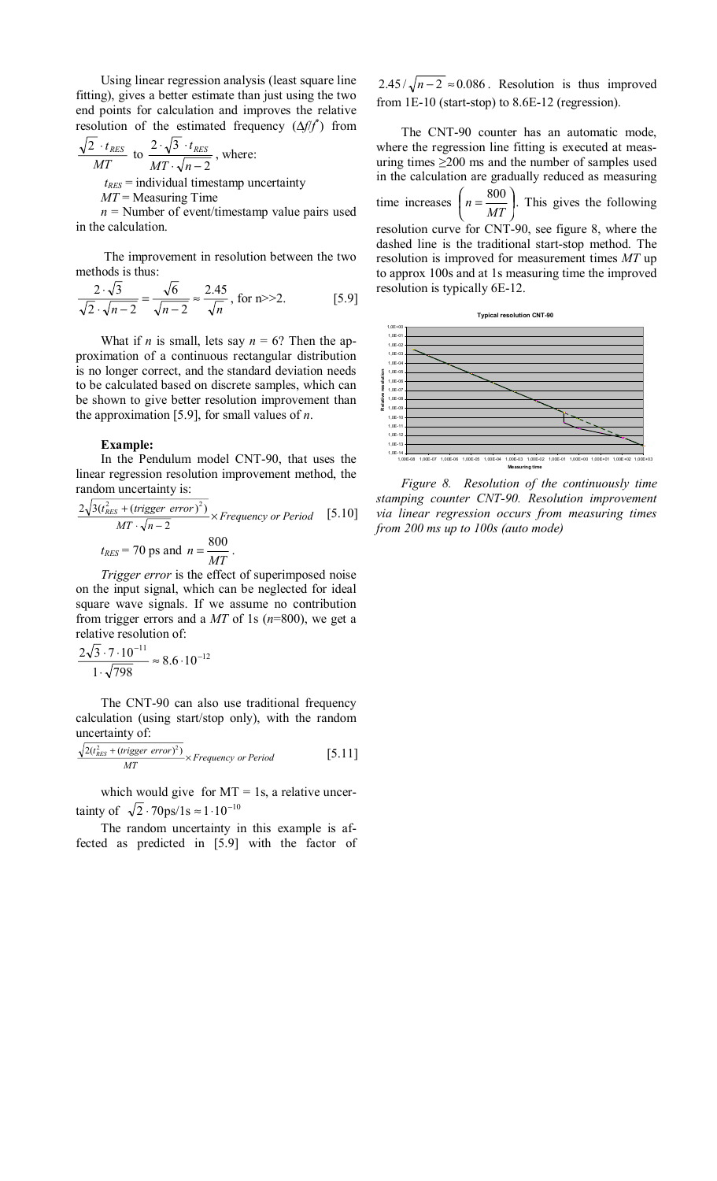Using linear regression analysis (least square line fitting), gives a better estimate than just using the two end points for calculation and improves the relative resolution of the estimated frequency ($\Delta f/f^*$) from $\frac{\sqrt{2} \cdot t_{RES}}{MT}$ to $\frac{2 \cdot \sqrt{3} \cdot t_{RES}}{MT \cdot \sqrt{n-2}}$, where:

$t_{RES}$ = individual timestamp uncertainty

$MT$ = Measuring Time

$n$ = Number of event/timestamp value pairs used in the calculation.

The improvement in resolution between the two methods is thus:

$$\frac{2 \cdot \sqrt{3}}{\sqrt{2} \cdot \sqrt{n-2}} = \frac{\sqrt{6}}{\sqrt{n-2}} \approx \frac{2.45}{\sqrt{n}}, \text{ for n>>2.} \qquad [5.9]$$

What if $n$ is small, lets say $n = 6$? Then the approximation of a continuous rectangular distribution is no longer correct, and the standard deviation needs to be calculated based on discrete samples, which can be shown to give better resolution improvement than the approximation [5.9], for small values of $n$.

**Example:**

In the Pendulum model CNT-90, that uses the linear regression resolution improvement method, the random uncertainty is:

$$\frac{2\sqrt{3(t_{RES}^2 + (trigger\ error)^2)}}{MT \cdot \sqrt{n-2}} \times Frequency\ or\ Period \qquad [5.10]$$

$$t_{RES} = 70 \text{ ps and } n = \frac{800}{MT}.$$

*Trigger error* is the effect of superimposed noise on the input signal, which can be neglected for ideal square wave signals. If we assume no contribution from trigger errors and a $MT$ of 1s ($n$=800), we get a relative resolution of:

$$\frac{2\sqrt{3} \cdot 7 \cdot 10^{-11}}{1 \cdot \sqrt{798}} \approx 8.6 \cdot 10^{-12}$$

The CNT-90 can also use traditional frequency calculation (using start/stop only), with the random uncertainty of:

$$\frac{\sqrt{2(t_{RES}^2 + (trigger\ error)^2)}}{MT} \times Frequency\ or\ Period \qquad [5.11]$$

which would give for MT = 1s, a relative uncertainty of $\sqrt{2} \cdot 70\text{ps}/1\text{s} \approx 1 \cdot 10^{-10}$

The random uncertainty in this example is affected as predicted in [5.9] with the factor of $2.45/\sqrt{n-2} \approx 0.086$. Resolution is thus improved from 1E-10 (start-stop) to 8.6E-12 (regression).

The CNT-90 counter has an automatic mode, where the regression line fitting is executed at measuring times ≥200 ms and the number of samples used in the calculation are gradually reduced as measuring time increases $\left(n = \frac{800}{MT}\right)$. This gives the following resolution curve for CNT-90, see figure 8, where the dashed line is the traditional start-stop method. The resolution is improved for measurement times $MT$ up to approx 100s and at 1s measuring time the improved resolution is typically 6E-12.

*Figure 8. Resolution of the continuously time stamping counter CNT-90. Resolution improvement via linear regression occurs from measuring times from 200 ms up to 100s (auto mode)*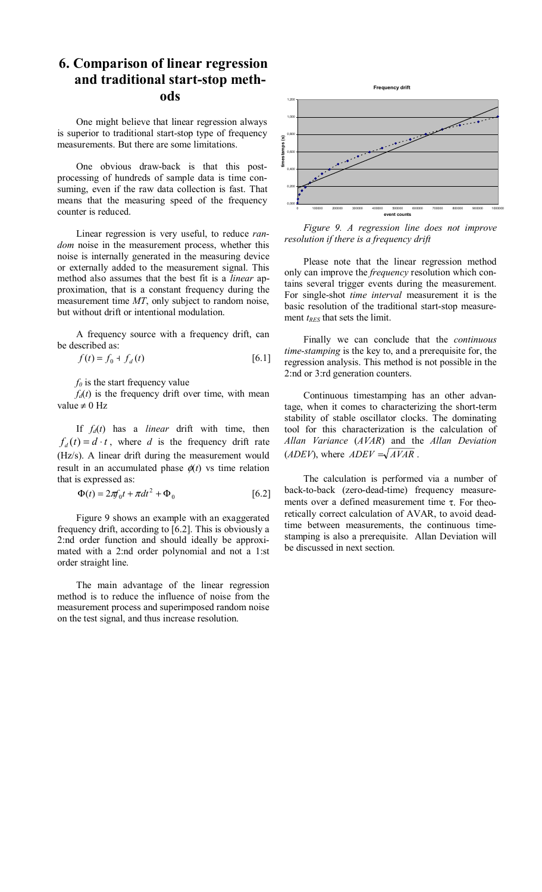## 6. Comparison of linear regression and traditional start-stop methods

One might believe that linear regression always is superior to traditional start-stop type of frequency measurements. But there are some limitations.

One obvious draw-back is that this post-processing of hundreds of sample data is time consuming, even if the raw data collection is fast. That means that the measuring speed of the frequency counter is reduced.

Linear regression is very useful, to reduce *random* noise in the measurement process, whether this noise is internally generated in the measuring device or externally added to the measurement signal. This method also assumes that the best fit is a *linear* approximation, that is a constant frequency during the measurement time *MT*, only subject to random noise, but without drift or intentional modulation.

A frequency source with a frequency drift, can be described as:

$$f(t) = f_0 + f_d(t) \qquad [6.1]$$

$f_0$ is the start frequency value

$f_d(t)$ is the frequency drift over time, with mean value $\neq 0$ Hz

If $f_d(t)$ has a *linear* drift with time, then $f_d(t) = d \cdot t$, where $d$ is the frequency drift rate (Hz/s). A linear drift during the measurement would result in an accumulated phase $\phi(t)$ vs time relation that is expressed as:

$$\Phi(t) = 2\pi f_0 t + \pi d t^2 + \Phi_0 \qquad [6.2]$$

Figure 9 shows an example with an exaggerated frequency drift, according to [6.2]. This is obviously a 2:nd order function and should ideally be approximated with a 2:nd order polynomial and not a 1:st order straight line.

The main advantage of the linear regression method is to reduce the influence of noise from the measurement process and superimposed random noise on the test signal, and thus increase resolution.

*Figure 9. A regression line does not improve resolution if there is a frequency drift*

Please note that the linear regression method only can improve the *frequency* resolution which contains several trigger events during the measurement. For single-shot *time interval* measurement it is the basic resolution of the traditional start-stop measurement $t_{RES}$ that sets the limit.

Finally we can conclude that the *continuous time-stamping* is the key to, and a prerequisite for, the regression analysis. This method is not possible in the 2:nd or 3:rd generation counters.

Continuous timestamping has an other advantage, when it comes to characterizing the short-term stability of stable oscillator clocks. The dominating tool for this characterization is the calculation of *Allan Variance* (*AVAR*) and the *Allan Deviation* (*ADEV*), where $ADEV = \sqrt{AVAR}$.

The calculation is performed via a number of back-to-back (zero-dead-time) frequency measurements over a defined measurement time $\tau$. For theoretically correct calculation of AVAR, to avoid dead-time between measurements, the continuous time-stamping is also a prerequisite. Allan Deviation will be discussed in next section.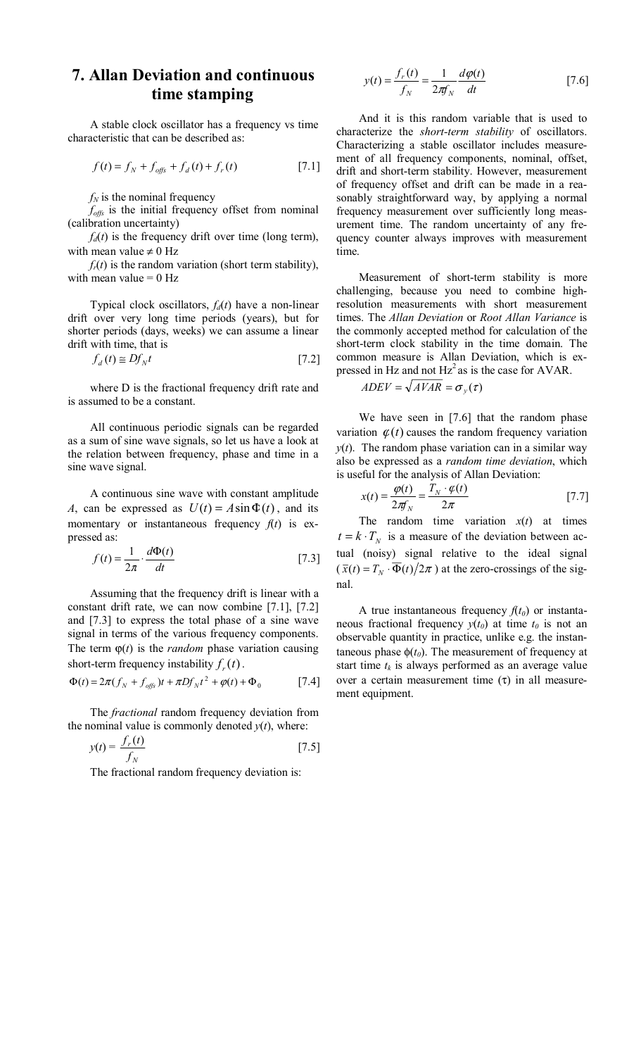# 7. Allan Deviation and continuous time stamping

A stable clock oscillator has a frequency vs time characteristic that can be described as:

$$f(t) = f_N + f_{offs} + f_d(t) + f_r(t) \quad [7.1]$$

$f_N$ is the nominal frequency

$f_{offs}$ is the initial frequency offset from nominal (calibration uncertainty)

$f_d(t)$ is the frequency drift over time (long term), with mean value $\neq 0$ Hz

$f_r(t)$ is the random variation (short term stability), with mean value = 0 Hz

Typical clock oscillators, $f_d(t)$ have a non-linear drift over very long time periods (years), but for shorter periods (days, weeks) we can assume a linear drift with time, that is

$$f_d(t) \cong D f_N t \quad [7.2]$$

where D is the fractional frequency drift rate and is assumed to be a constant.

All continuous periodic signals can be regarded as a sum of sine wave signals, so let us have a look at the relation between frequency, phase and time in a sine wave signal.

A continuous sine wave with constant amplitude $A$, can be expressed as $U(t) = A \sin \Phi(t)$, and its momentary or instantaneous frequency $f(t)$ is expressed as:

$$f(t) = \frac{1}{2\pi} \cdot \frac{d\Phi(t)}{dt} \quad [7.3]$$

Assuming that the frequency drift is linear with a constant drift rate, we can now combine [7.1], [7.2] and [7.3] to express the total phase of a sine wave signal in terms of the various frequency components. The term $\varphi(t)$ is the *random* phase variation causing short-term frequency instability $f_r(t)$.

$$\Phi(t) = 2\pi(f_N + f_{offs})t + \pi D f_N t^2 + \varphi(t) + \Phi_0 \quad [7.4]$$

The *fractional* random frequency deviation from the nominal value is commonly denoted $y(t)$, where:

$$y(t) = \frac{f_r(t)}{f_N} \quad [7.5]$$

The fractional random frequency deviation is:

$$y(t) = \frac{f_r(t)}{f_N} = \frac{1}{2\pi f_N} \frac{d\varphi(t)}{dt} \quad [7.6]$$

And it is this random variable that is used to characterize the *short-term stability* of oscillators. Characterizing a stable oscillator includes measurement of all frequency components, nominal, offset, drift and short-term stability. However, measurement of frequency offset and drift can be made in a reasonably straightforward way, by applying a normal frequency measurement over sufficiently long measurement time. The random uncertainty of any frequency counter always improves with measurement time.

Measurement of short-term stability is more challenging, because you need to combine high-resolution measurements with short measurement times. The *Allan Deviation* or *Root Allan Variance* is the commonly accepted method for calculation of the short-term clock stability in the time domain. The common measure is Allan Deviation, which is expressed in Hz and not Hz$^2$ as is the case for AVAR.

$$ADEV = \sqrt{AVAR} = \sigma_y(\tau)$$

We have seen in [7.6] that the random phase variation $\varphi(t)$ causes the random frequency variation $y(t)$. The random phase variation can in a similar way also be expressed as a *random time deviation*, which is useful for the analysis of Allan Deviation:

$$x(t) = \frac{\varphi(t)}{2\pi f_N} = \frac{T_N \cdot \varphi(t)}{2\pi} \quad [7.7]$$

The random time variation $x(t)$ at times $t = k \cdot T_N$ is a measure of the deviation between actual (noisy) signal relative to the ideal signal ($\bar{x}(t) = T_N \cdot \overline{\Phi}(t)/2\pi$) at the zero-crossings of the signal.

A true instantaneous frequency $f(t_0)$ or instantaneous fractional frequency $y(t_0)$ at time $t_0$ is not an observable quantity in practice, unlike e.g. the instantaneous phase $\phi(t_0)$. The measurement of frequency at start time $t_k$ is always performed as an average value over a certain measurement time ($\tau$) in all measurement equipment.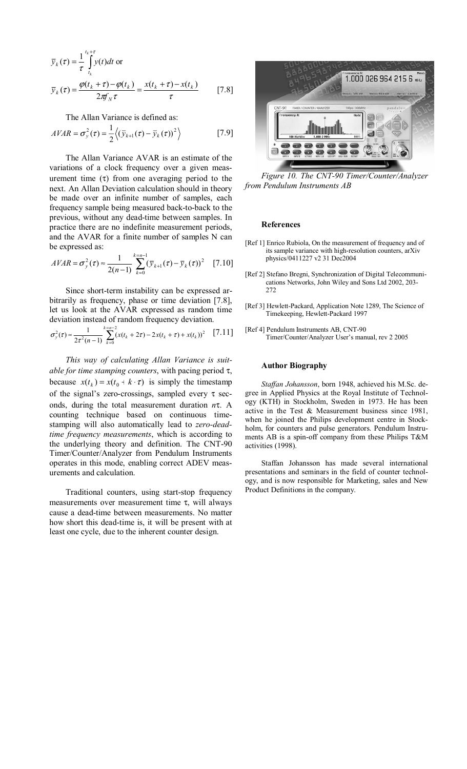$$\bar{y}_k(\tau) = \frac{1}{\tau}\int_{t_k}^{t_k+\tau} y(t)dt \text{ or}$$

$$\bar{y}_k(\tau) = \frac{\varphi(t_k+\tau)-\varphi(t_k)}{2\pi f_N \tau} = \frac{x(t_k+\tau)-x(t_k)}{\tau} \quad [7.8]$$

The Allan Variance is defined as:

$$AVAR = \sigma_y^2(\tau) = \frac{1}{2}\left\langle (\bar{y}_{k+1}(\tau) - \bar{y}_k(\tau))^2 \right\rangle \quad [7.9]$$

The Allan Variance AVAR is an estimate of the variations of a clock frequency over a given measurement time (τ) from one averaging period to the next. An Allan Deviation calculation should in theory be made over an infinite number of samples, each frequency sample being measured back-to-back to the previous, without any dead-time between samples. In practice there are no indefinite measurement periods, and the AVAR for a finite number of samples N can be expressed as:

$$AVAR = \sigma_y^2(\tau) \approx \frac{1}{2(n-1)} \sum_{k=0}^{k=n-1} (\bar{y}_{k+1}(\tau) - \bar{y}_k(\tau))^2 \quad [7.10]$$

Since short-term instability can be expressed arbitrarily as frequency, phase or time deviation [7.8], let us look at the AVAR expressed as random time deviation instead of random frequency deviation.

$$\sigma_y^2(\tau) \approx \frac{1}{2\tau^2(n-1)} \sum_{k=0}^{k=n-2} (x(t_k+2\tau) - 2x(t_k+\tau) + x(t_k))^2 \quad [7.11]$$

*This way of calculating Allan Variance is suitable for time stamping counters*, with pacing period τ, because $x(t_k) = x(t_0 + k \cdot \tau)$ is simply the timestamp of the signal's zero-crossings, sampled every τ seconds, during the total measurement duration $n\tau$. A counting technique based on continuous time-stamping will also automatically lead to *zero-dead-time frequency measurements*, which is according to the underlying theory and definition. The CNT-90 Timer/Counter/Analyzer from Pendulum Instruments operates in this mode, enabling correct ADEV measurements and calculation.

Traditional counters, using start-stop frequency measurements over measurement time τ, will always cause a dead-time between measurements. No matter how short this dead-time is, it will be present with at least one cycle, due to the inherent counter design.

*Figure 10. The CNT-90 Timer/Counter/Analyzer from Pendulum Instruments AB*

### References

[Ref 1] Enrico Rubiola, On the measurement of frequency and of its sample variance with high-resolution counters, arXiv physics/0411227 v2 31 Dec2004

[Ref 2] Stefano Bregni, Synchronization of Digital Telecommunications Networks, John Wiley and Sons Ltd 2002, 203-272

[Ref 3] Hewlett-Packard, Application Note 1289, The Science of Timekeeping, Hewlett-Packard 1997

[Ref 4] Pendulum Instruments AB, CNT-90 Timer/Counter/Analyzer User's manual, rev 2 2005

### Author Biography

*Staffan Johansson*, born 1948, achieved his M.Sc. degree in Applied Physics at the Royal Institute of Technology (KTH) in Stockholm, Sweden in 1973. He has been active in the Test & Measurement business since 1981, when he joined the Philips development centre in Stockholm, for counters and pulse generators. Pendulum Instruments AB is a spin-off company from these Philips T&M activities (1998).

Staffan Johansson has made several international presentations and seminars in the field of counter technology, and is now responsible for Marketing, sales and New Product Definitions in the company.